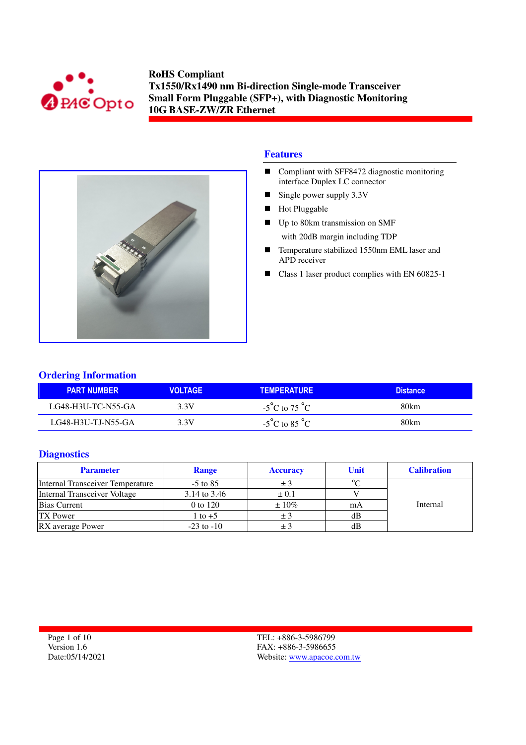**RoHS Compliant**
**Tx1550/Rx1490 nm Bi-direction Single-mode Transceiver**
**Small Form Pluggable (SFP+), with Diagnostic Monitoring**
**10G BASE-ZW/ZR Ethernet**

## Features

- Compliant with SFF8472 diagnostic monitoring interface Duplex LC connector
- Single power supply 3.3V
- Hot Pluggable
- Up to 80km transmission on SMF with 20dB margin including TDP
- Temperature stabilized 1550nm EML laser and APD receiver
- Class 1 laser product complies with EN 60825-1

## Ordering Information

| PART NUMBER | VOLTAGE | TEMPERATURE | Distance |
|---|---|---|---|
| LG48-H3U-TC-N55-GA | 3.3V | -5°C to 75 °C | 80km |
| LG48-H3U-TJ-N55-GA | 3.3V | -5°C to 85 °C | 80km |

## Diagnostics

| Parameter | Range | Accuracy | Unit | Calibration |
|---|---|---|---|---|
| Internal Transceiver Temperature | -5 to 85 | ± 3 | °C | Internal |
| Internal Transceiver Voltage | 3.14 to 3.46 | ± 0.1 | V | |
| Bias Current | 0 to 120 | ± 10% | mA | |
| TX Power | 1 to +5 | ± 3 | dB | |
| RX average Power | -23 to -10 | ± 3 | dB | |

Version 1.6
Date:05/14/2021

TEL: +886-3-5986799
FAX: +886-3-5986655
Website: www.apacoe.com.tw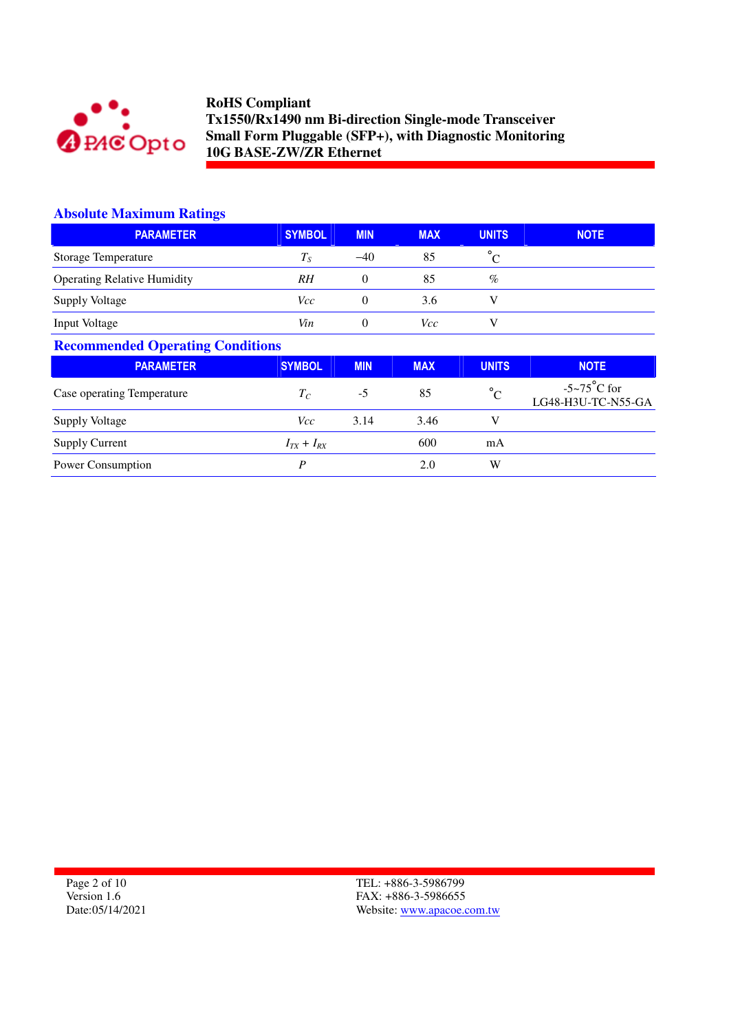## Absolute Maximum Ratings

| PARAMETER | SYMBOL | MIN | MAX | UNITS | NOTE |
|---|---|---|---|---|---|
| Storage Temperature | $T_S$ | –40 | 85 | °C | |
| Operating Relative Humidity | *RH* | 0 | 85 | % | |
| Supply Voltage | *Vcc* | 0 | 3.6 | V | |
| Input Voltage | *Vin* | 0 | *Vcc* | V | |

## Recommended Operating Conditions

| PARAMETER | SYMBOL | MIN | MAX | UNITS | NOTE |
|---|---|---|---|---|---|
| Case operating Temperature | $T_C$ | -5 | 85 | °C | -5~75°C for LG48-H3U-TC-N55-GA |
| Supply Voltage | *Vcc* | 3.14 | 3.46 | V | |
| Supply Current | $I_{TX} + I_{RX}$ | | 600 | mA | |
| Power Consumption | *P* | | 2.0 | W | |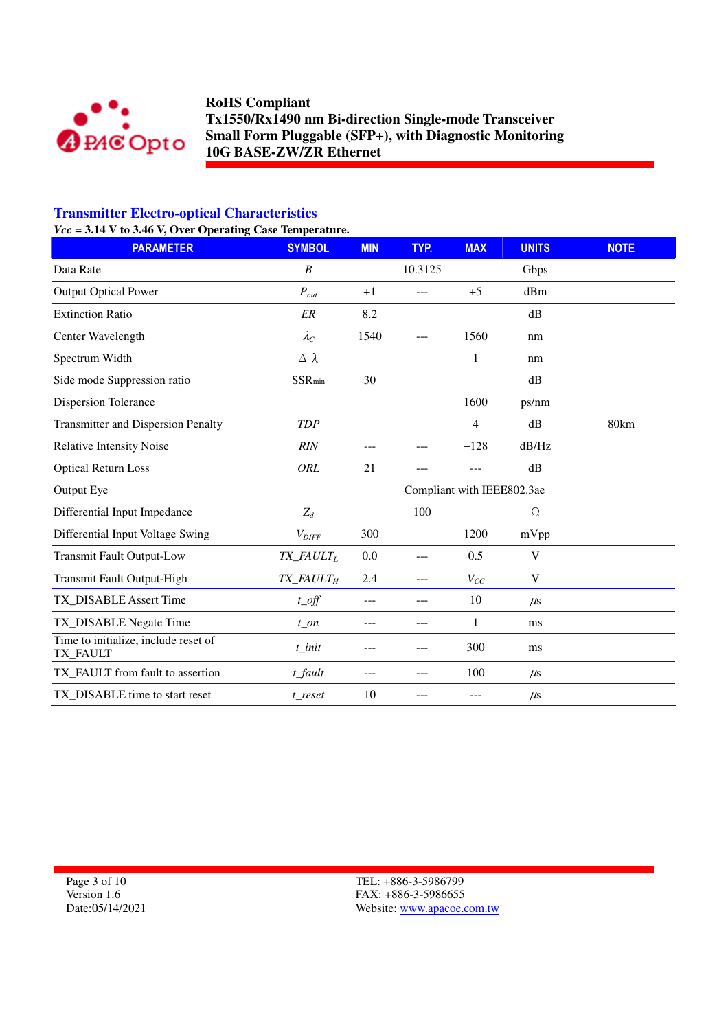## Transmitter Electro-optical Characteristics

*Vcc* = 3.14 V to 3.46 V, Over Operating Case Temperature.

| PARAMETER | SYMBOL | MIN | TYP. | MAX | UNITS | NOTE |
|---|---|---|---|---|---|---|
| Data Rate | *B* | | 10.3125 | | Gbps | |
| Output Optical Power | $P_{out}$ | +1 | --- | +5 | dBm | |
| Extinction Ratio | *ER* | 8.2 | | | dB | |
| Center Wavelength | $\lambda_C$ | 1540 | --- | 1560 | nm | |
| Spectrum Width | $\Delta\ \lambda$ | | | 1 | nm | |
| Side mode Suppression ratio | $SSR_{min}$ | 30 | | | dB | |
| Dispersion Tolerance | | | | 1600 | ps/nm | |
| Transmitter and Dispersion Penalty | *TDP* | | | 4 | dB | 80km |
| Relative Intensity Noise | *RIN* | --- | --- | −128 | dB/Hz | |
| Optical Return Loss | *ORL* | 21 | --- | --- | dB | |
| Output Eye | | | Compliant with IEEE802.3ae | | | |
| Differential Input Impedance | $Z_d$ | | 100 | | Ω | |
| Differential Input Voltage Swing | $V_{DIFF}$ | 300 | | 1200 | mVpp | |
| Transmit Fault Output-Low | $TX\_FAULT_L$ | 0.0 | --- | 0.5 | V | |
| Transmit Fault Output-High | $TX\_FAULT_H$ | 2.4 | --- | $V_{CC}$ | V | |
| TX_DISABLE Assert Time | *t_off* | --- | --- | 10 | μs | |
| TX_DISABLE Negate Time | *t_on* | --- | --- | 1 | ms | |
| Time to initialize, include reset of TX_FAULT | *t_init* | --- | --- | 300 | ms | |
| TX_FAULT from fault to assertion | *t_fault* | --- | --- | 100 | μs | |
| TX_DISABLE time to start reset | *t_reset* | 10 | --- | --- | μs | |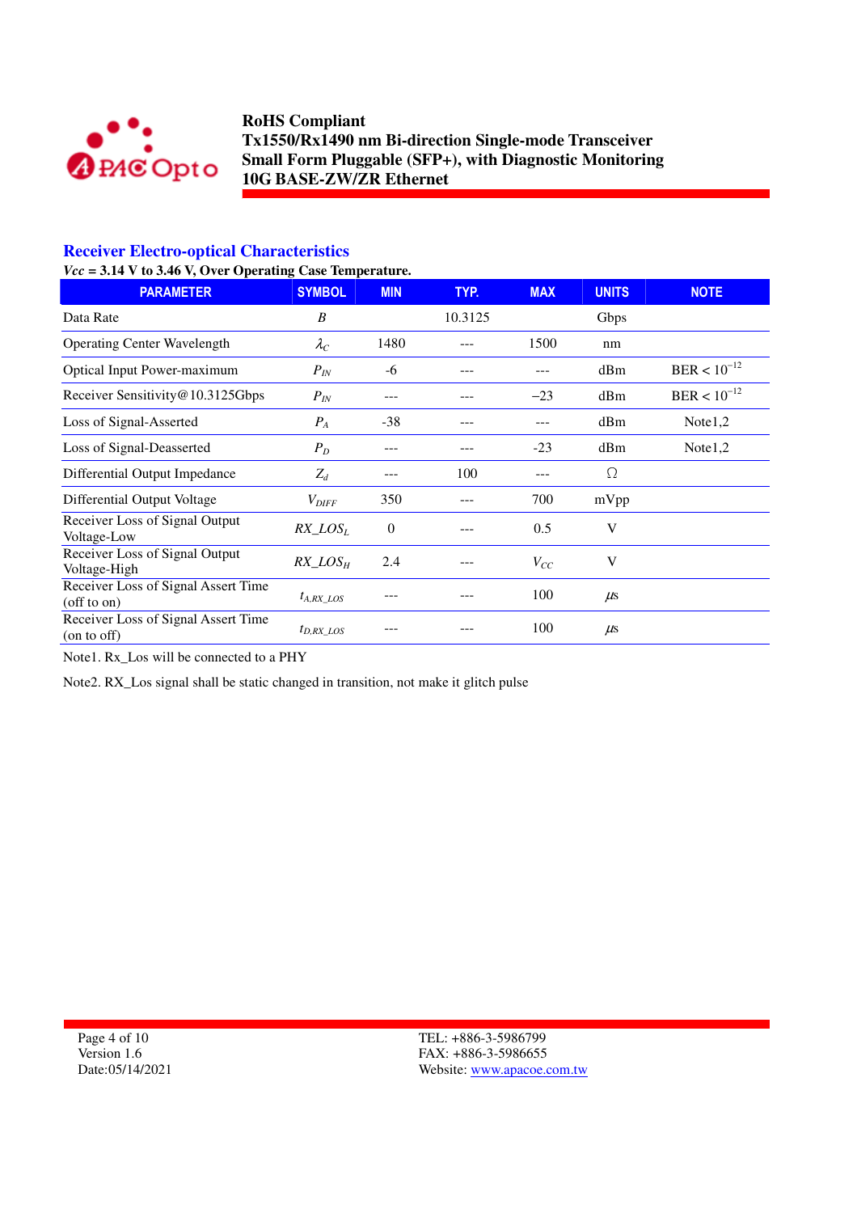## Receiver Electro-optical Characteristics

***Vcc* = 3.14 V to 3.46 V, Over Operating Case Temperature.**

| PARAMETER | SYMBOL | MIN | TYP. | MAX | UNITS | NOTE |
|---|---|---|---|---|---|---|
| Data Rate | $B$ | | 10.3125 | | Gbps | |
| Operating Center Wavelength | $\lambda_C$ | 1480 | --- | 1500 | nm | |
| Optical Input Power-maximum | $P_{IN}$ | -6 | --- | --- | dBm | BER < $10^{-12}$ |
| Receiver Sensitivity@10.3125Gbps | $P_{IN}$ | --- | --- | −23 | dBm | BER < $10^{-12}$ |
| Loss of Signal-Asserted | $P_A$ | -38 | --- | --- | dBm | Note1,2 |
| Loss of Signal-Deasserted | $P_D$ | --- | --- | -23 | dBm | Note1,2 |
| Differential Output Impedance | $Z_d$ | --- | 100 | --- | Ω | |
| Differential Output Voltage | $V_{DIFF}$ | 350 | --- | 700 | mVpp | |
| Receiver Loss of Signal Output Voltage-Low | $RX\_LOS_L$ | 0 | --- | 0.5 | V | |
| Receiver Loss of Signal Output Voltage-High | $RX\_LOS_H$ | 2.4 | --- | $V_{CC}$ | V | |
| Receiver Loss of Signal Assert Time (off to on) | $t_{A,RX\_LOS}$ | --- | --- | 100 | $\mu s$ | |
| Receiver Loss of Signal Assert Time (on to off) | $t_{D,RX\_LOS}$ | --- | --- | 100 | $\mu s$ | |

Note1. Rx_Los will be connected to a PHY

Note2. RX_Los signal shall be static changed in transition, not make it glitch pulse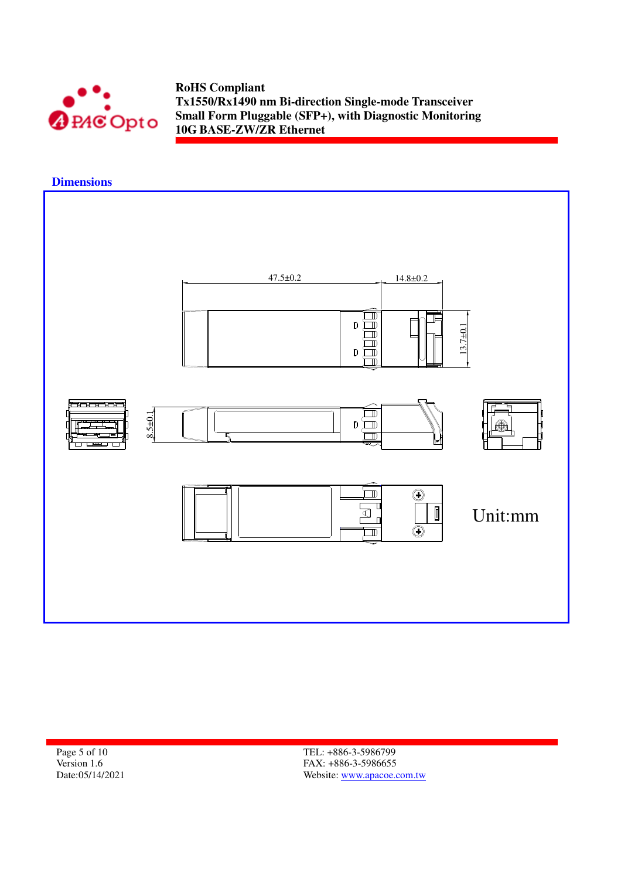## Dimensions

47.5±0.2

14.8±0.2

13.7±0.1

8.5±0.1

Unit:mm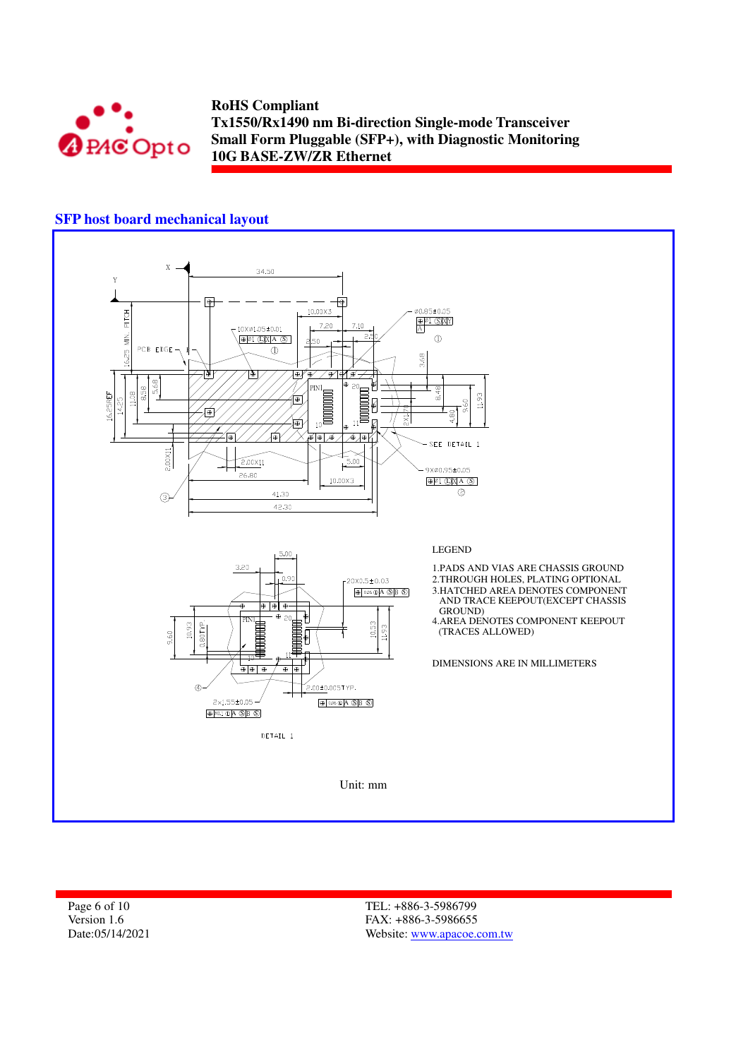## SFP host board mechanical layout

X

Y

34.50

10.00X3

7.20

7.10

2.50

2.50

10X⌀1.05±0.01

⌀0.85±0.05

16.25 MIN. PITCH

PCB EDGE

16.25REF

14.25

11.08

8.58

5.68

3.68

8.48

9.60

11.93

4.80

2X1.70

PIN1

20

10

11

SEE DETAIL 1

9X⌀0.95±0.05

2.00X11

2.00X11

26.80

5.00

10.00X3

41.30

42.30

5.00

3.20

0.90

20X0.5±0.03

9.60

10.93

0.80TYP.

10.53

11.93

2.00±0.005TYP.

2x1.55±0.05

DETAIL 1

LEGEND

1. PADS AND VIAS ARE CHASSIS GROUND
2. THROUGH HOLES, PLATING OPTIONAL
3. HATCHED AREA DENOTES COMPONENT AND TRACE KEEPOUT(EXCEPT CHASSIS GROUND)
4. AREA DENOTES COMPONENT KEEPOUT (TRACES ALLOWED)

DIMENSIONS ARE IN MILLIMETERS

Unit: mm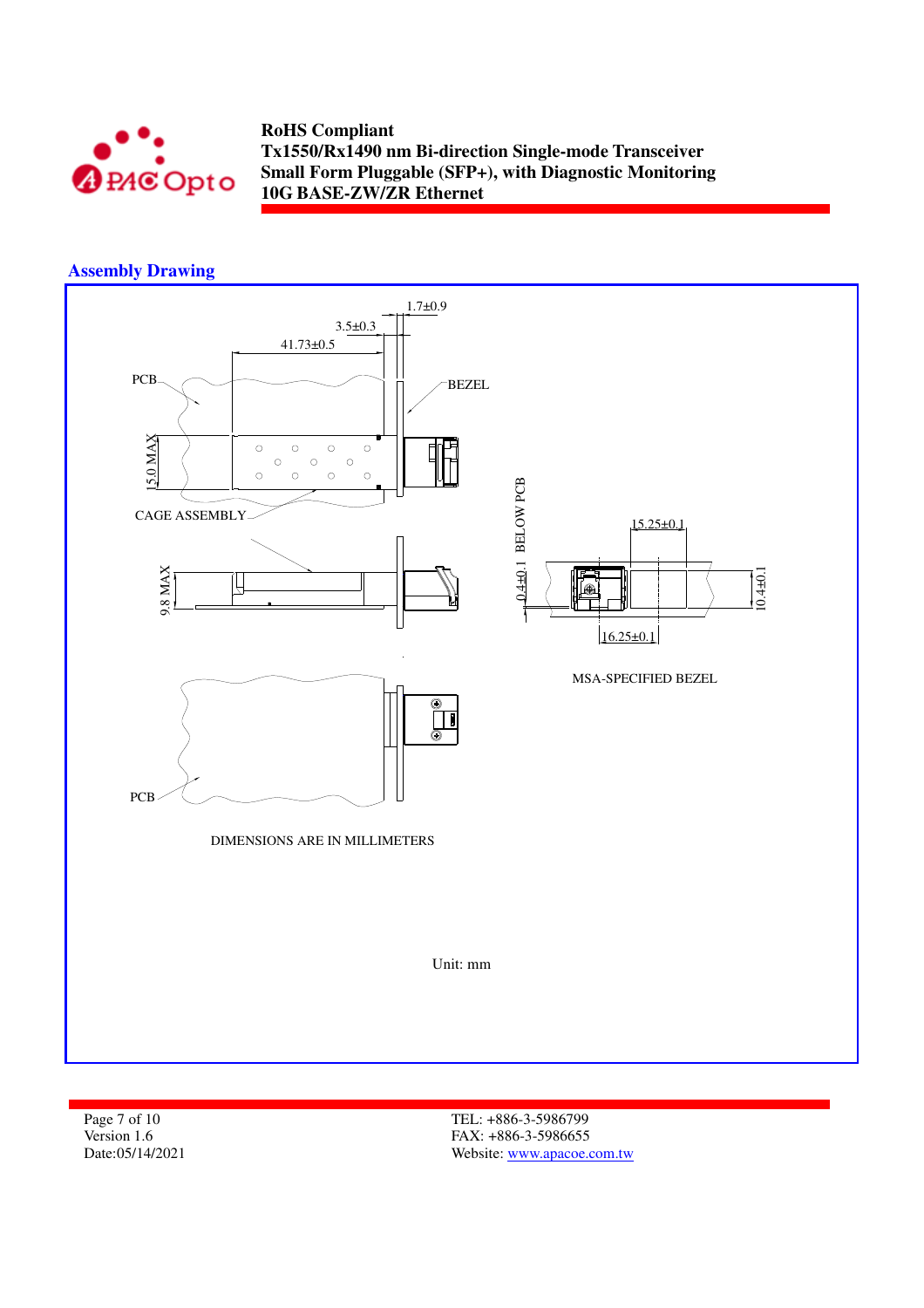## Assembly Drawing

1.7±0.9

3.5±0.3

41.73±0.5

PCB

BEZEL

15.0 MAX

CAGE ASSEMBLY

9.8 MAX

0.4±0.1 BELOW PCB

15.25±0.1

10.4±0.1

16.25±0.1

MSA-SPECIFIED BEZEL

PCB

DIMENSIONS ARE IN MILLIMETERS

Unit: mm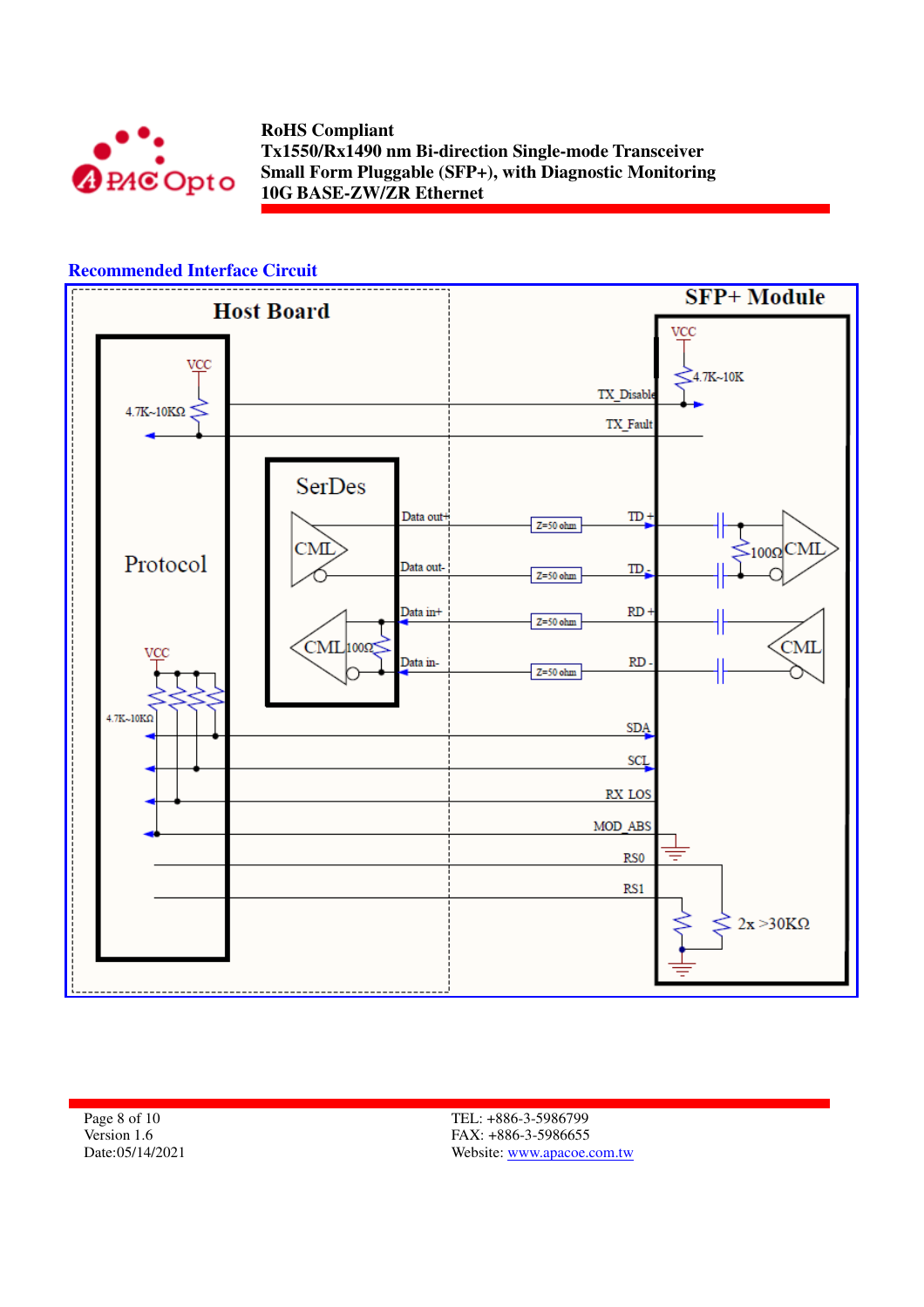## Recommended Interface Circuit

Host Board

SFP+ Module

VCC

4.7K~10KΩ

VCC

4.7K~10K

TX_Disable

TX_Fault

Protocol

SerDes

CML

Data out+

Data out-

Data in+

Data in-

CML 100Ω

Z=50 ohm

Z=50 ohm

Z=50 ohm

Z=50 ohm

TD +

TD -

RD +

RD -

100Ω CML

CML

VCC

4.7K~10KΩ

SDA

SCL

RX_LOS

MOD_ABS

RS0

RS1

2x >30KΩ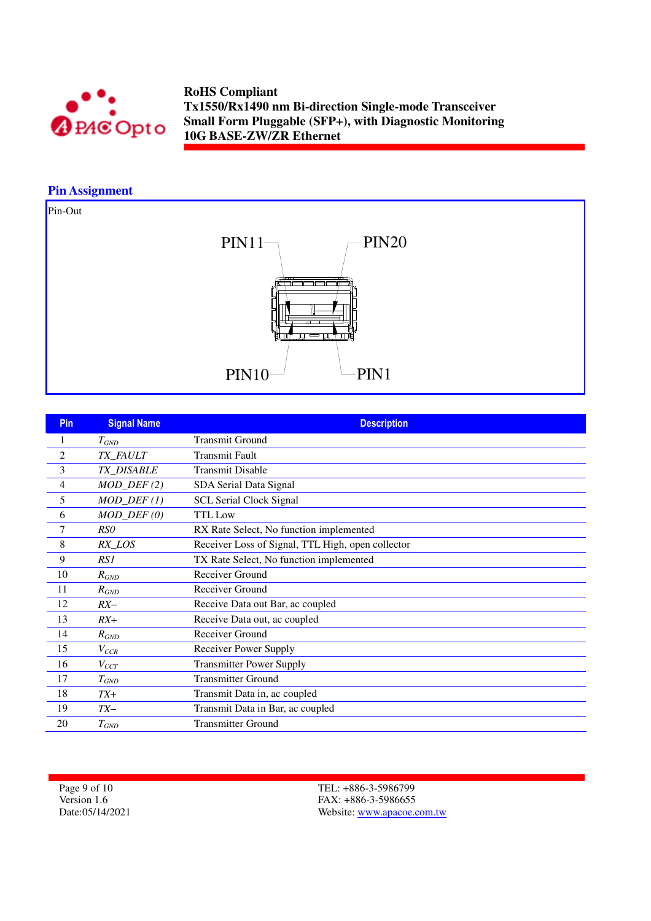## Pin Assignment

Pin-Out

PIN11

PIN20

PIN10

PIN1

| Pin | Signal Name | Description |
|---|---|---|
| 1 | $T_{GND}$ | Transmit Ground |
| 2 | *TX_FAULT* | Transmit Fault |
| 3 | *TX_DISABLE* | Transmit Disable |
| 4 | *MOD_DEF (2)* | SDA Serial Data Signal |
| 5 | *MOD_DEF (1)* | SCL Serial Clock Signal |
| 6 | *MOD_DEF (0)* | TTL Low |
| 7 | *RS0* | RX Rate Select, No function implemented |
| 8 | *RX_LOS* | Receiver Loss of Signal, TTL High, open collector |
| 9 | *RS1* | TX Rate Select, No function implemented |
| 10 | $R_{GND}$ | Receiver Ground |
| 11 | $R_{GND}$ | Receiver Ground |
| 12 | *RX−* | Receive Data out Bar, ac coupled |
| 13 | *RX+* | Receive Data out, ac coupled |
| 14 | $R_{GND}$ | Receiver Ground |
| 15 | $V_{CCR}$ | Receiver Power Supply |
| 16 | $V_{CCT}$ | Transmitter Power Supply |
| 17 | $T_{GND}$ | Transmitter Ground |
| 18 | *TX+* | Transmit Data in, ac coupled |
| 19 | *TX−* | Transmit Data in Bar, ac coupled |
| 20 | $T_{GND}$ | Transmitter Ground |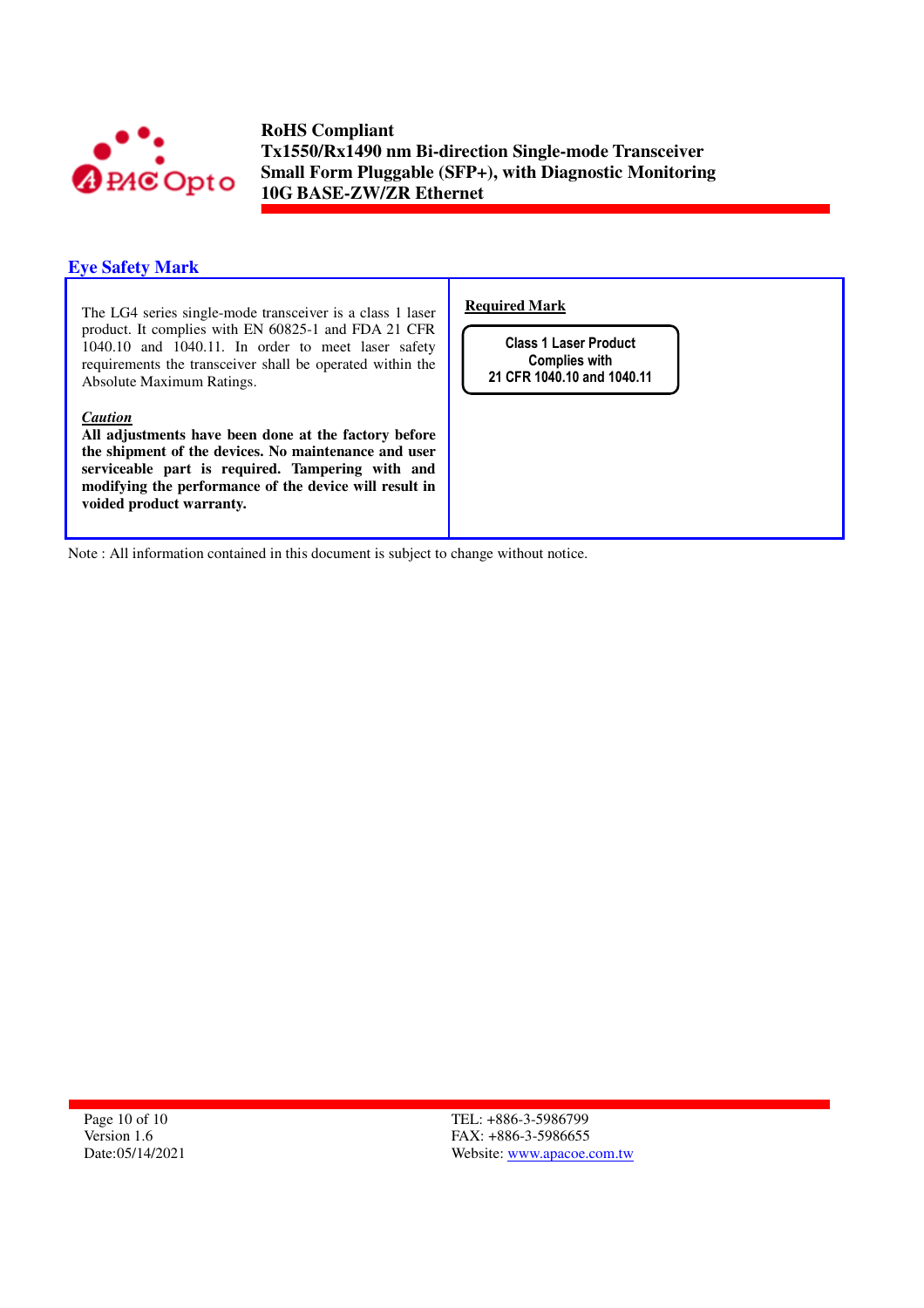## Eye Safety Mark

| | |
|---|---|
| The LG4 series single-mode transceiver is a class 1 laser product. It complies with EN 60825-1 and FDA 21 CFR 1040.10 and 1040.11. In order to meet laser safety requirements the transceiver shall be operated within the Absolute Maximum Ratings.<br><br>***Caution***<br>**All adjustments have been done at the factory before the shipment of the devices. No maintenance and user serviceable part is required. Tampering with and modifying the performance of the device will result in voided product warranty.** | **Required Mark**<br><br>**Class 1 Laser Product**<br>**Complies with**<br>**21 CFR 1040.10 and 1040.11** |

Note : All information contained in this document is subject to change without notice.

Version 1.6
Date:05/14/2021

TEL: +886-3-5986799
FAX: +886-3-5986655
Website: www.apacoe.com.tw